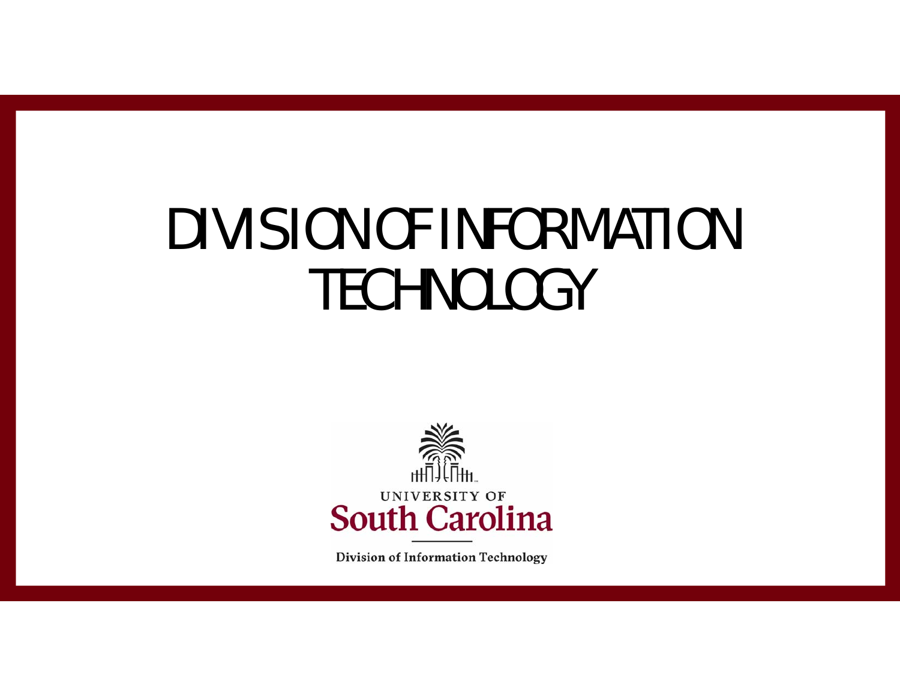# DIVISION OF INFORMATION TECHNOLOGY

UNIVERSITY OF
South Carolina

Division of Information Technology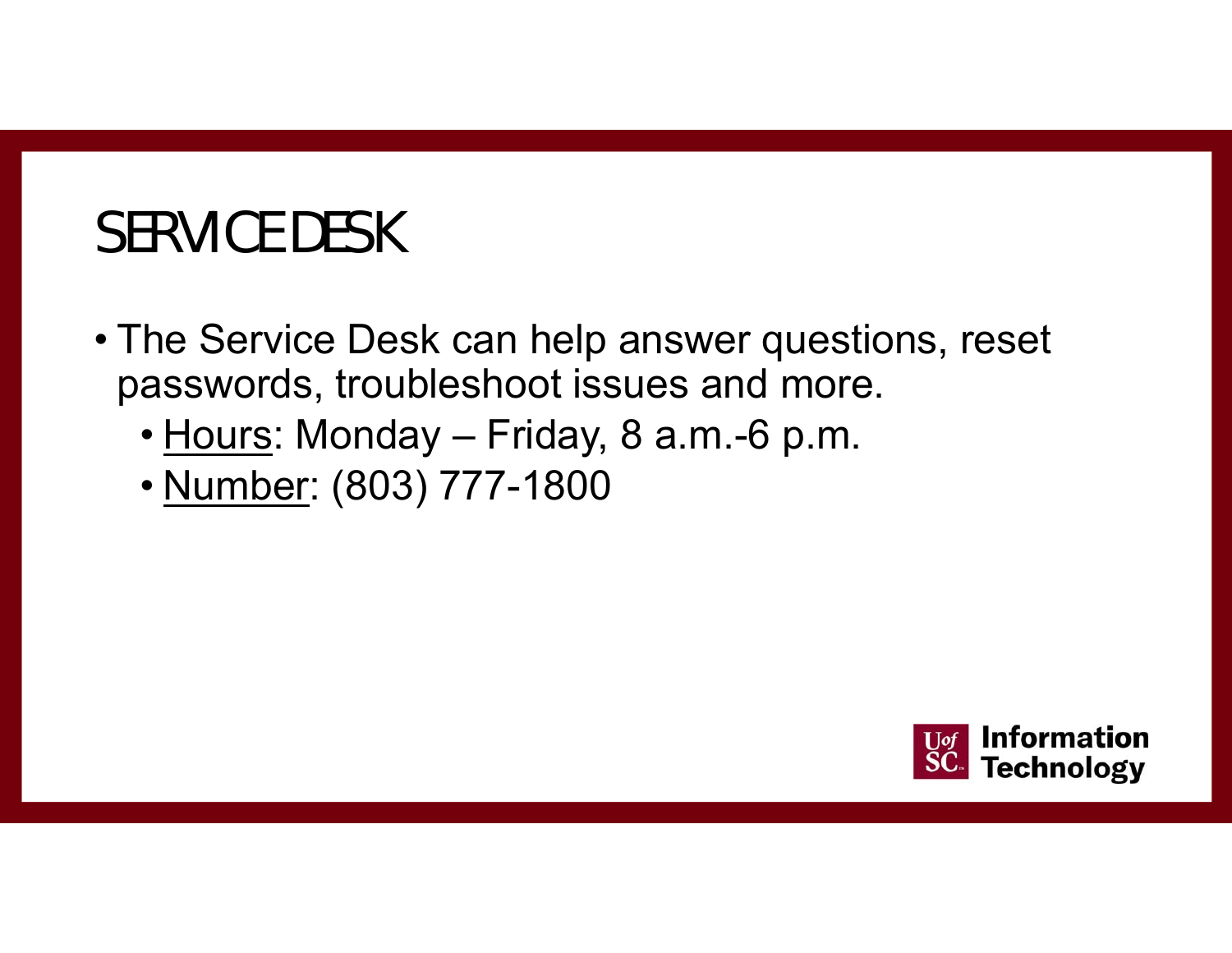# SERVICE DESK

- The Service Desk can help answer questions, reset passwords, troubleshoot issues and more.
  - Hours: Monday – Friday, 8 a.m.-6 p.m.
  - Number: (803) 777-1800

UofSC Information Technology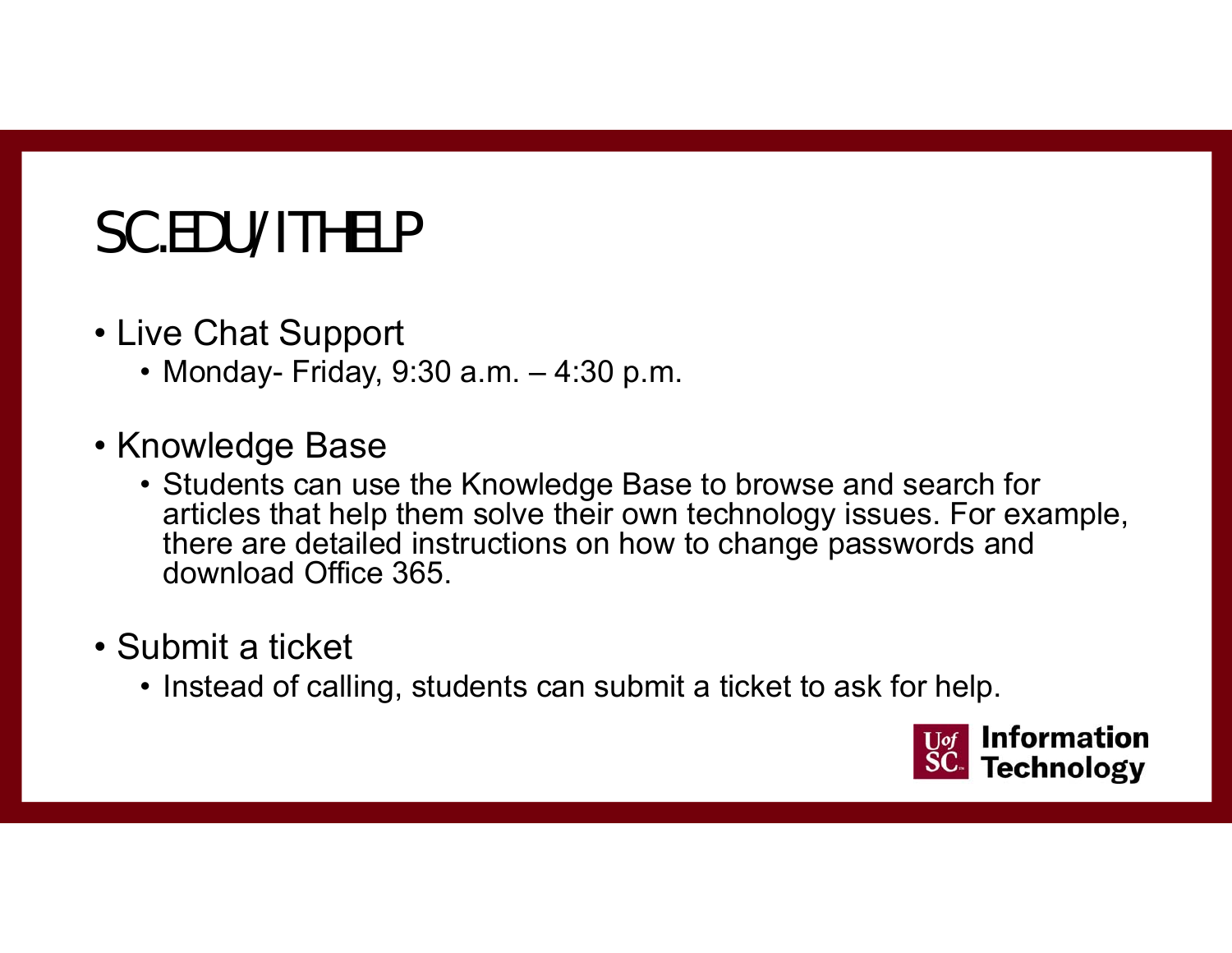# SC.EDU/ITHELP

- Live Chat Support
  - Monday- Friday, 9:30 a.m. – 4:30 p.m.
- Knowledge Base
  - Students can use the Knowledge Base to browse and search for articles that help them solve their own technology issues. For example, there are detailed instructions on how to change passwords and download Office 365.
- Submit a ticket
  - Instead of calling, students can submit a ticket to ask for help.

UofSC Information Technology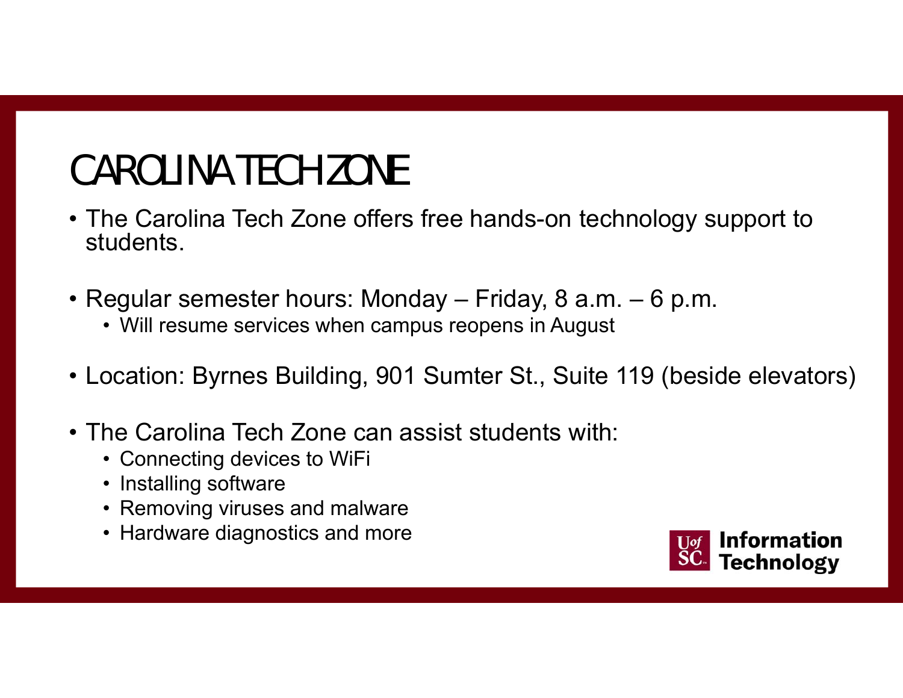# CAROLINA TECH ZONE

- The Carolina Tech Zone offers free hands-on technology support to students.
- Regular semester hours: Monday – Friday, 8 a.m. – 6 p.m.
  - Will resume services when campus reopens in August
- Location: Byrnes Building, 901 Sumter St., Suite 119 (beside elevators)
- The Carolina Tech Zone can assist students with:
  - Connecting devices to WiFi
  - Installing software
  - Removing viruses and malware
  - Hardware diagnostics and more

UofSC Information Technology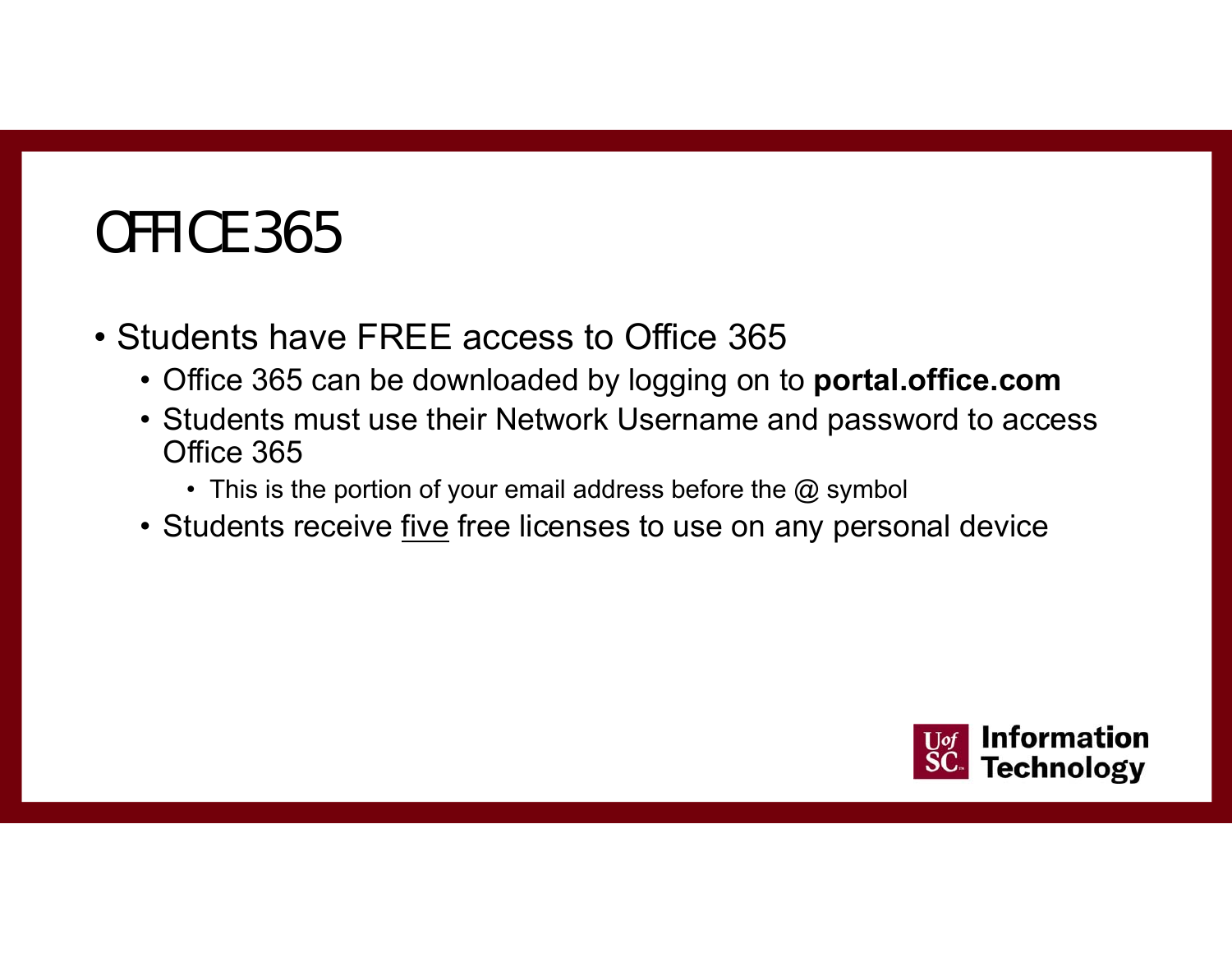# OFFICE 365

- Students have FREE access to Office 365
  - Office 365 can be downloaded by logging on to **portal.office.com**
  - Students must use their Network Username and password to access Office 365
    - This is the portion of your email address before the @ symbol
  - Students receive <u>five</u> free licenses to use on any personal device

UofSC Information Technology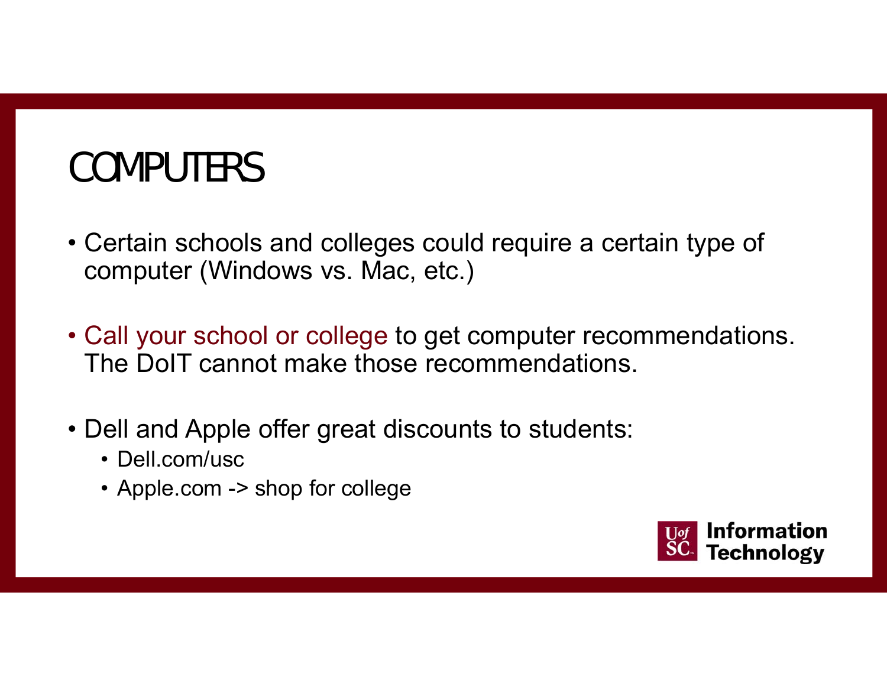# COMPUTERS

- Certain schools and colleges could require a certain type of computer (Windows vs. Mac, etc.)
- Call your school or college to get computer recommendations. The DoIT cannot make those recommendations.
- Dell and Apple offer great discounts to students:
  - Dell.com/usc
  - Apple.com -> shop for college

UofSC Information Technology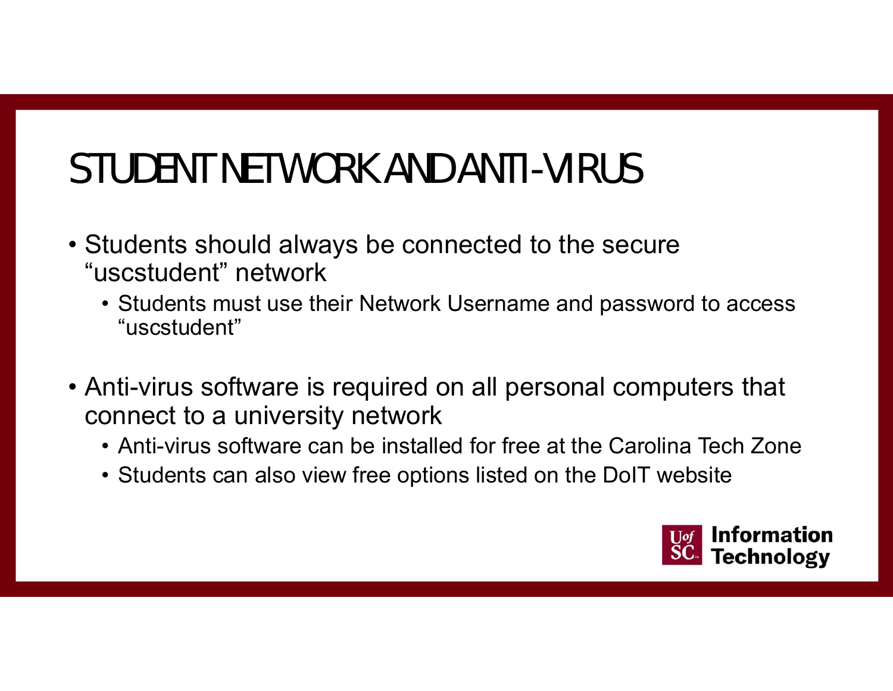# STUDENT NETWORK AND ANTI-VIRUS

- Students should always be connected to the secure "uscstudent" network
  - Students must use their Network Username and password to access "uscstudent"

- Anti-virus software is required on all personal computers that connect to a university network
  - Anti-virus software can be installed for free at the Carolina Tech Zone
  - Students can also view free options listed on the DoIT website

UofSC Information Technology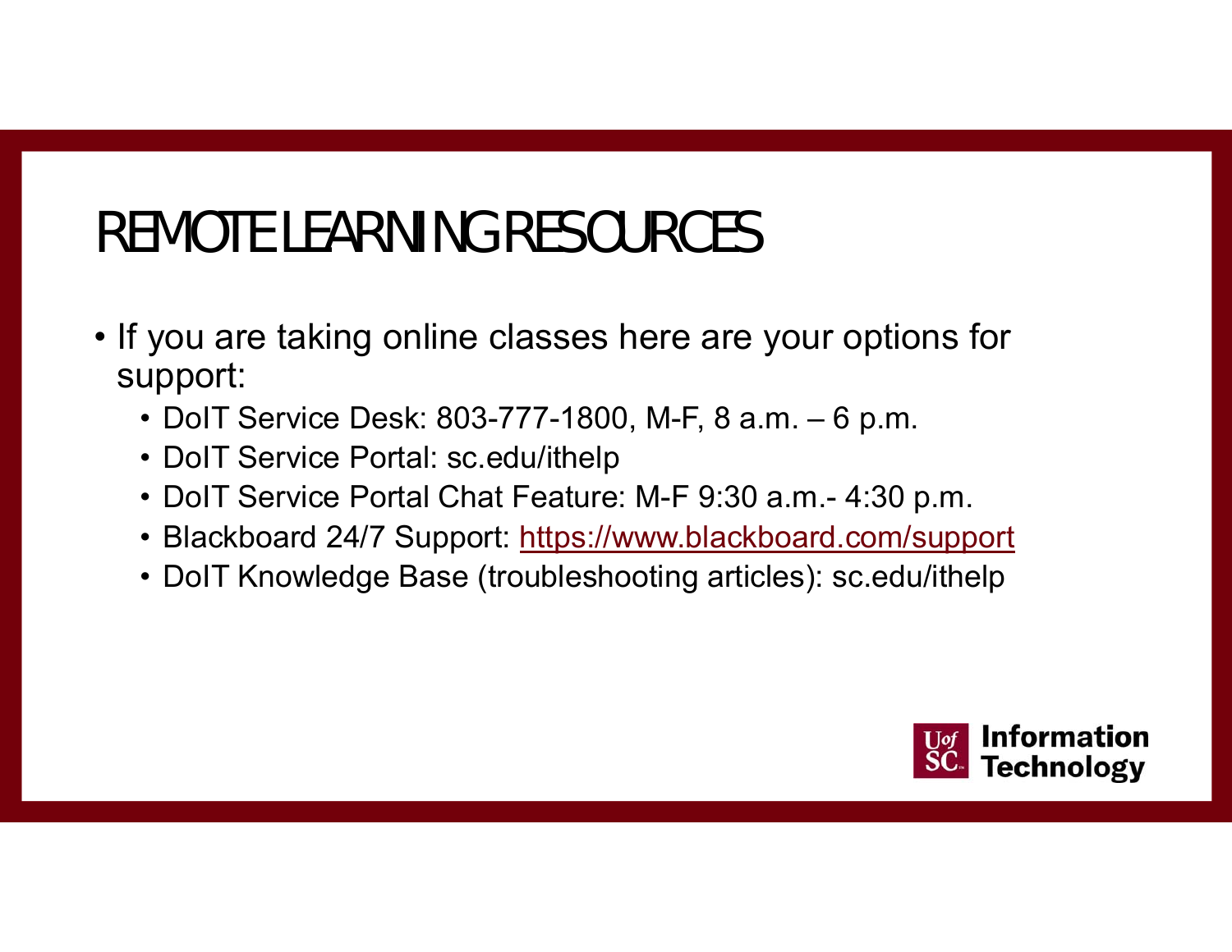# REMOTE LEARNING RESOURCES

- If you are taking online classes here are your options for support:
  - DoIT Service Desk: 803-777-1800, M-F, 8 a.m. – 6 p.m.
  - DoIT Service Portal: sc.edu/ithelp
  - DoIT Service Portal Chat Feature: M-F 9:30 a.m.- 4:30 p.m.
  - Blackboard 24/7 Support: https://www.blackboard.com/support
  - DoIT Knowledge Base (troubleshooting articles): sc.edu/ithelp

UofSC Information Technology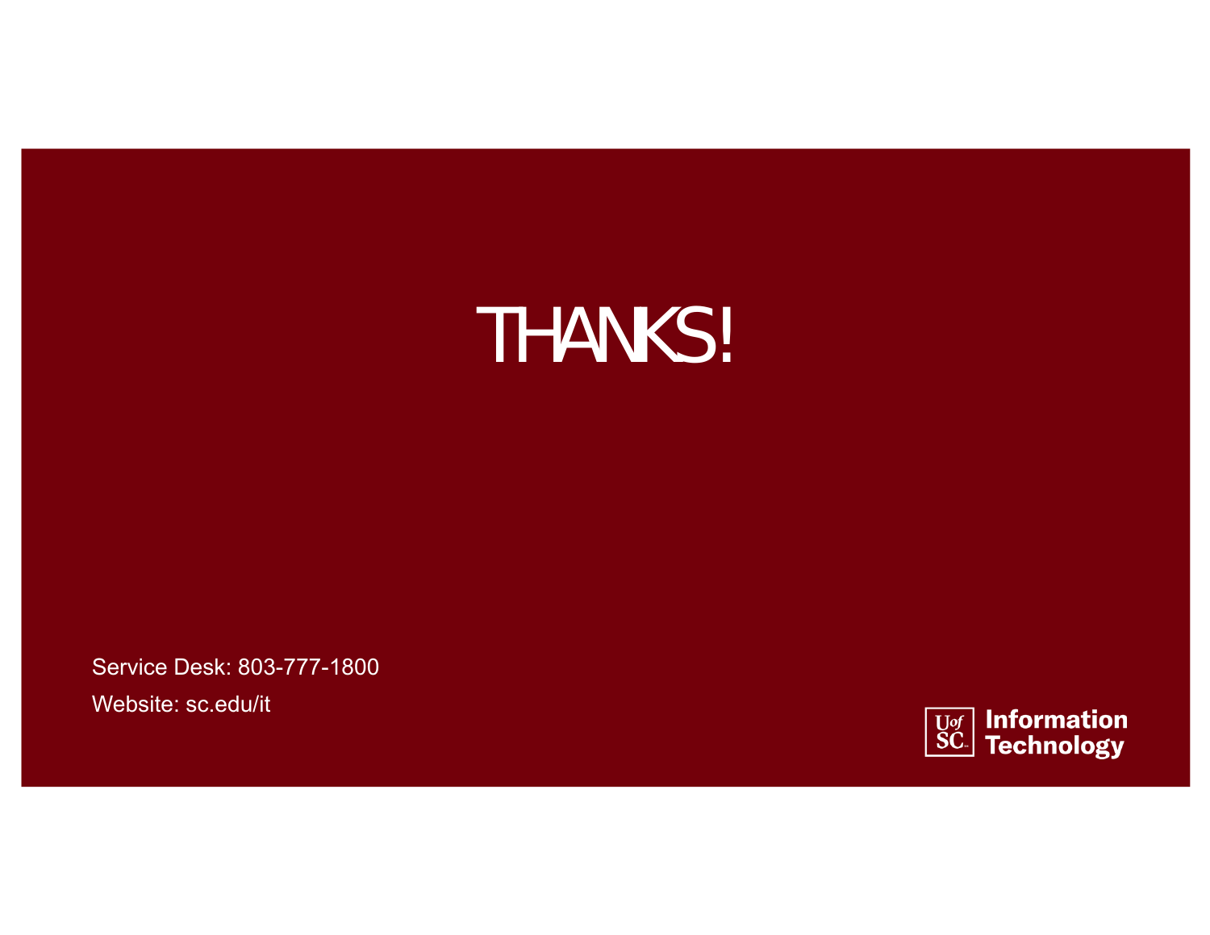# THANKS!

Service Desk: 803-777-1800

Website: sc.edu/it

UofSC Information Technology